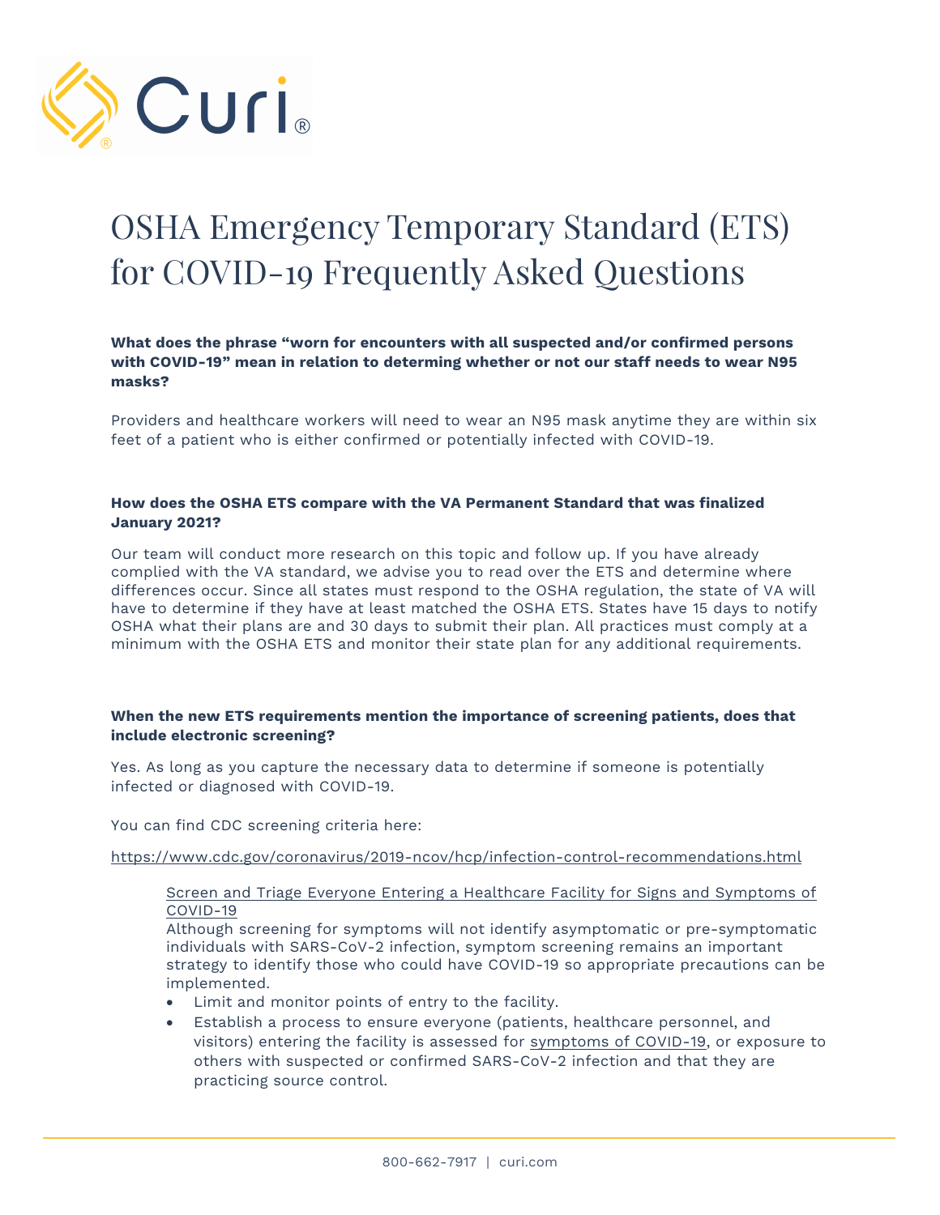# OSHA Emergency Temporary Standard (ETS) for COVID-19 Frequently Asked Questions

**What does the phrase "worn for encounters with all suspected and/or confirmed persons with COVID-19" mean in relation to determing whether or not our staff needs to wear N95 masks?**

Providers and healthcare workers will need to wear an N95 mask anytime they are within six feet of a patient who is either confirmed or potentially infected with COVID-19.

**How does the OSHA ETS compare with the VA Permanent Standard that was finalized January 2021?**

Our team will conduct more research on this topic and follow up. If you have already complied with the VA standard, we advise you to read over the ETS and determine where differences occur. Since all states must respond to the OSHA regulation, the state of VA will have to determine if they have at least matched the OSHA ETS. States have 15 days to notify OSHA what their plans are and 30 days to submit their plan. All practices must comply at a minimum with the OSHA ETS and monitor their state plan for any additional requirements.

**When the new ETS requirements mention the importance of screening patients, does that include electronic screening?**

Yes. As long as you capture the necessary data to determine if someone is potentially infected or diagnosed with COVID-19.

You can find CDC screening criteria here:

https://www.cdc.gov/coronavirus/2019-ncov/hcp/infection-control-recommendations.html

> Screen and Triage Everyone Entering a Healthcare Facility for Signs and Symptoms of COVID-19
>
> Although screening for symptoms will not identify asymptomatic or pre-symptomatic individuals with SARS-CoV-2 infection, symptom screening remains an important strategy to identify those who could have COVID-19 so appropriate precautions can be implemented.
>
> - Limit and monitor points of entry to the facility.
> - Establish a process to ensure everyone (patients, healthcare personnel, and visitors) entering the facility is assessed for symptoms of COVID-19, or exposure to others with suspected or confirmed SARS-CoV-2 infection and that they are practicing source control.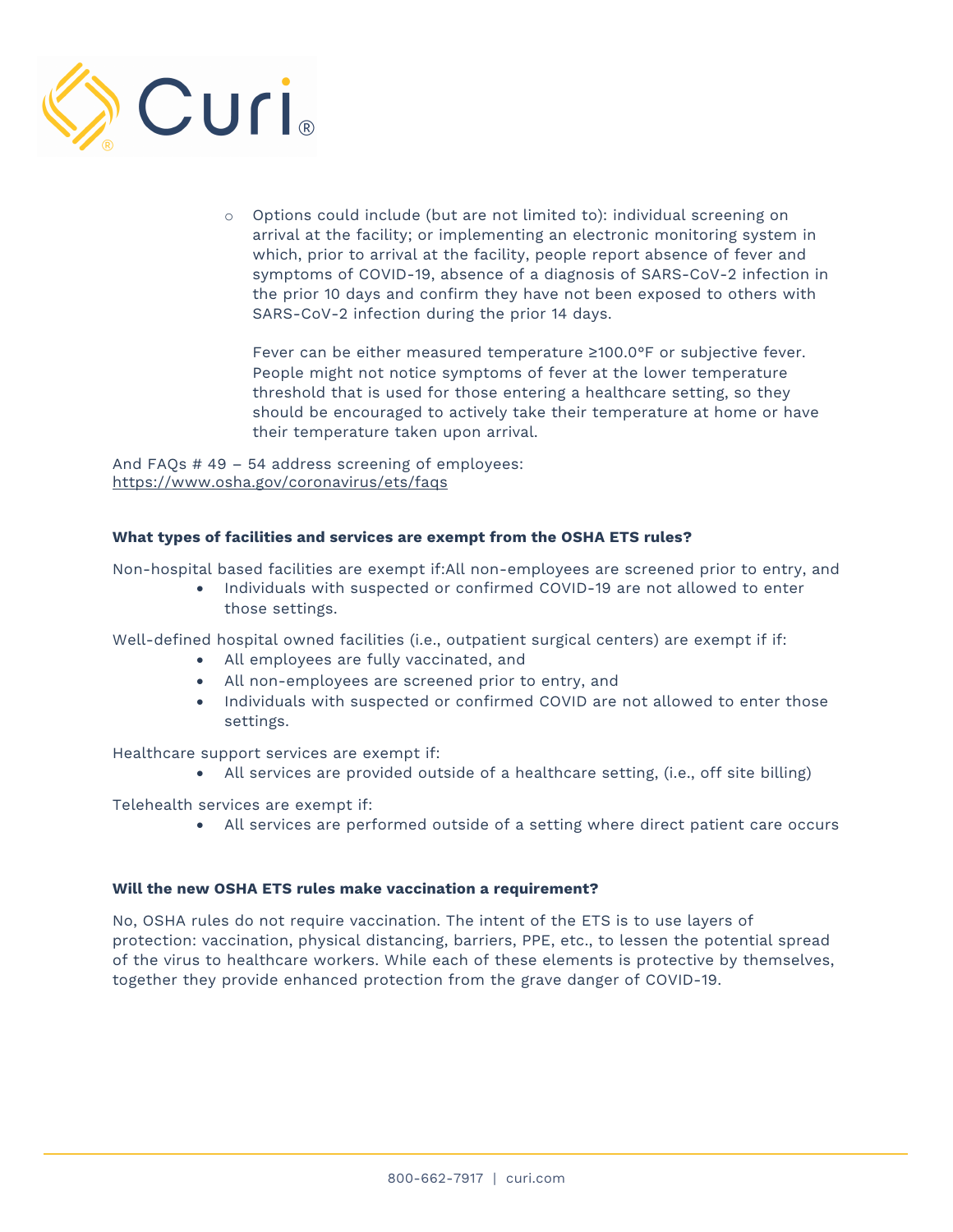- Options could include (but are not limited to): individual screening on arrival at the facility; or implementing an electronic monitoring system in which, prior to arrival at the facility, people report absence of fever and symptoms of COVID-19, absence of a diagnosis of SARS-CoV-2 infection in the prior 10 days and confirm they have not been exposed to others with SARS-CoV-2 infection during the prior 14 days.

  Fever can be either measured temperature ≥100.0°F or subjective fever. People might not notice symptoms of fever at the lower temperature threshold that is used for those entering a healthcare setting, so they should be encouraged to actively take their temperature at home or have their temperature taken upon arrival.

And FAQs # 49 – 54 address screening of employees: https://www.osha.gov/coronavirus/ets/faqs

**What types of facilities and services are exempt from the OSHA ETS rules?**

Non-hospital based facilities are exempt if:All non-employees are screened prior to entry, and

- Individuals with suspected or confirmed COVID-19 are not allowed to enter those settings.

Well-defined hospital owned facilities (i.e., outpatient surgical centers) are exempt if if:

- All employees are fully vaccinated, and
- All non-employees are screened prior to entry, and
- Individuals with suspected or confirmed COVID are not allowed to enter those settings.

Healthcare support services are exempt if:

- All services are provided outside of a healthcare setting, (i.e., off site billing)

Telehealth services are exempt if:

- All services are performed outside of a setting where direct patient care occurs

**Will the new OSHA ETS rules make vaccination a requirement?**

No, OSHA rules do not require vaccination. The intent of the ETS is to use layers of protection: vaccination, physical distancing, barriers, PPE, etc., to lessen the potential spread of the virus to healthcare workers. While each of these elements is protective by themselves, together they provide enhanced protection from the grave danger of COVID-19.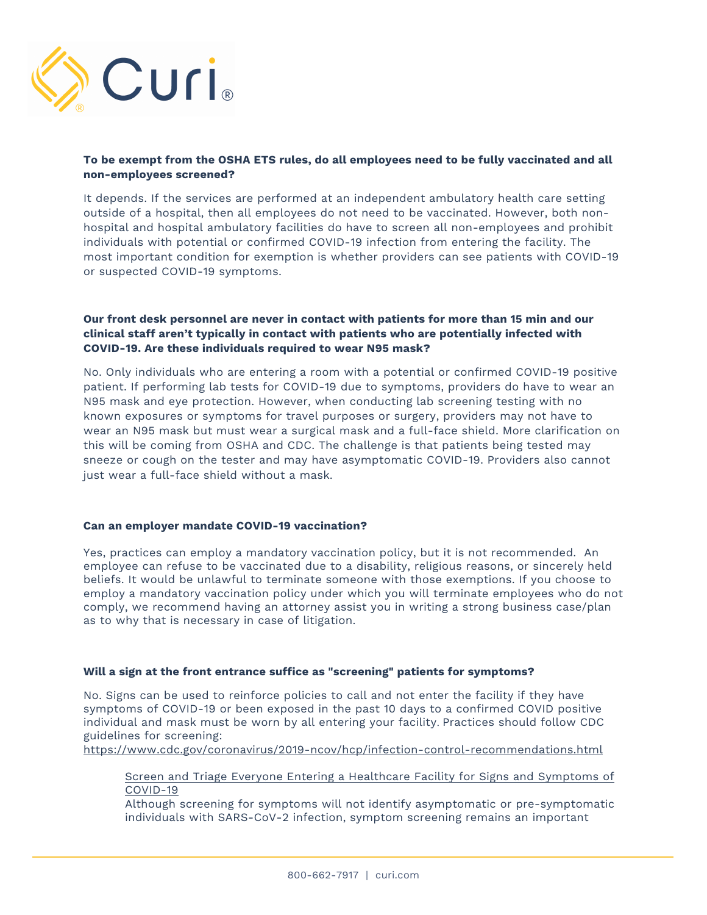**To be exempt from the OSHA ETS rules, do all employees need to be fully vaccinated and all non-employees screened?**

It depends. If the services are performed at an independent ambulatory health care setting outside of a hospital, then all employees do not need to be vaccinated. However, both non-hospital and hospital ambulatory facilities do have to screen all non-employees and prohibit individuals with potential or confirmed COVID-19 infection from entering the facility. The most important condition for exemption is whether providers can see patients with COVID-19 or suspected COVID-19 symptoms.

**Our front desk personnel are never in contact with patients for more than 15 min and our clinical staff aren't typically in contact with patients who are potentially infected with COVID-19. Are these individuals required to wear N95 mask?**

No. Only individuals who are entering a room with a potential or confirmed COVID-19 positive patient. If performing lab tests for COVID-19 due to symptoms, providers do have to wear an N95 mask and eye protection. However, when conducting lab screening testing with no known exposures or symptoms for travel purposes or surgery, providers may not have to wear an N95 mask but must wear a surgical mask and a full-face shield. More clarification on this will be coming from OSHA and CDC. The challenge is that patients being tested may sneeze or cough on the tester and may have asymptomatic COVID-19. Providers also cannot just wear a full-face shield without a mask.

**Can an employer mandate COVID-19 vaccination?**

Yes, practices can employ a mandatory vaccination policy, but it is not recommended. An employee can refuse to be vaccinated due to a disability, religious reasons, or sincerely held beliefs. It would be unlawful to terminate someone with those exemptions. If you choose to employ a mandatory vaccination policy under which you will terminate employees who do not comply, we recommend having an attorney assist you in writing a strong business case/plan as to why that is necessary in case of litigation.

**Will a sign at the front entrance suffice as "screening" patients for symptoms?**

No. Signs can be used to reinforce policies to call and not enter the facility if they have symptoms of COVID-19 or been exposed in the past 10 days to a confirmed COVID positive individual and mask must be worn by all entering your facility. Practices should follow CDC guidelines for screening:
https://www.cdc.gov/coronavirus/2019-ncov/hcp/infection-control-recommendations.html

> Screen and Triage Everyone Entering a Healthcare Facility for Signs and Symptoms of COVID-19
> Although screening for symptoms will not identify asymptomatic or pre-symptomatic individuals with SARS-CoV-2 infection, symptom screening remains an important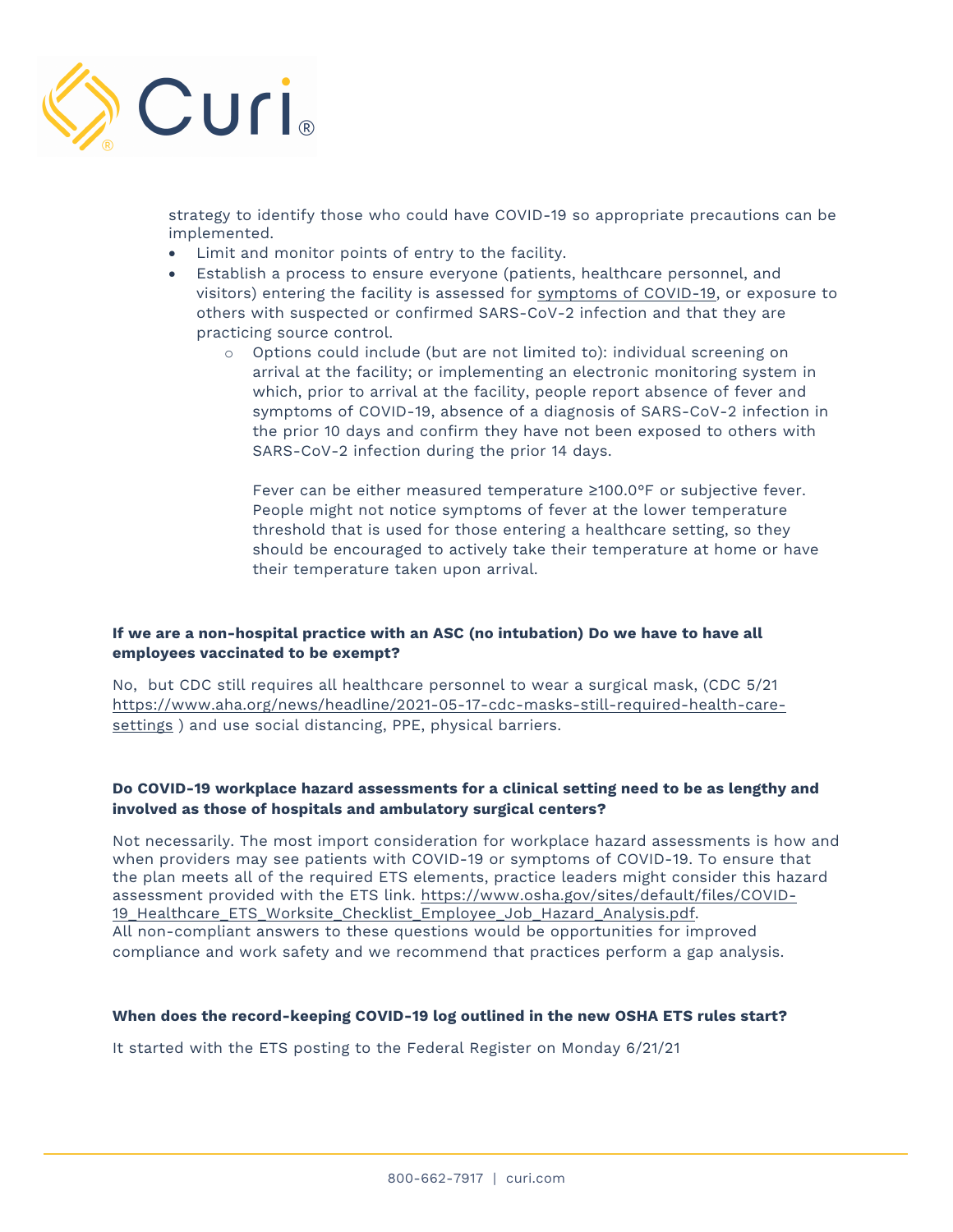strategy to identify those who could have COVID-19 so appropriate precautions can be implemented.

- Limit and monitor points of entry to the facility.
- Establish a process to ensure everyone (patients, healthcare personnel, and visitors) entering the facility is assessed for symptoms of COVID-19, or exposure to others with suspected or confirmed SARS-CoV-2 infection and that they are practicing source control.
  - Options could include (but are not limited to): individual screening on arrival at the facility; or implementing an electronic monitoring system in which, prior to arrival at the facility, people report absence of fever and symptoms of COVID-19, absence of a diagnosis of SARS-CoV-2 infection in the prior 10 days and confirm they have not been exposed to others with SARS-CoV-2 infection during the prior 14 days.

    Fever can be either measured temperature ≥100.0°F or subjective fever. People might not notice symptoms of fever at the lower temperature threshold that is used for those entering a healthcare setting, so they should be encouraged to actively take their temperature at home or have their temperature taken upon arrival.

**If we are a non-hospital practice with an ASC (no intubation) Do we have to have all employees vaccinated to be exempt?**

No, but CDC still requires all healthcare personnel to wear a surgical mask, (CDC 5/21 https://www.aha.org/news/headline/2021-05-17-cdc-masks-still-required-health-care-settings ) and use social distancing, PPE, physical barriers.

**Do COVID-19 workplace hazard assessments for a clinical setting need to be as lengthy and involved as those of hospitals and ambulatory surgical centers?**

Not necessarily. The most import consideration for workplace hazard assessments is how and when providers may see patients with COVID-19 or symptoms of COVID-19. To ensure that the plan meets all of the required ETS elements, practice leaders might consider this hazard assessment provided with the ETS link. https://www.osha.gov/sites/default/files/COVID-19_Healthcare_ETS_Worksite_Checklist_Employee_Job_Hazard_Analysis.pdf. All non-compliant answers to these questions would be opportunities for improved compliance and work safety and we recommend that practices perform a gap analysis.

**When does the record-keeping COVID-19 log outlined in the new OSHA ETS rules start?**

It started with the ETS posting to the Federal Register on Monday 6/21/21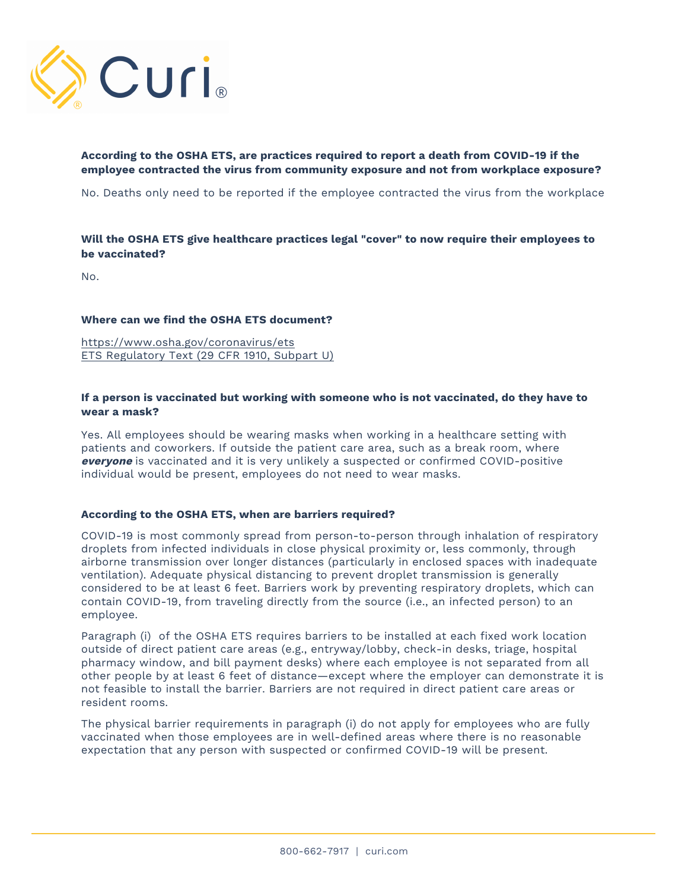**According to the OSHA ETS, are practices required to report a death from COVID-19 if the employee contracted the virus from community exposure and not from workplace exposure?**

No. Deaths only need to be reported if the employee contracted the virus from the workplace

**Will the OSHA ETS give healthcare practices legal "cover" to now require their employees to be vaccinated?**

No.

**Where can we find the OSHA ETS document?**

https://www.osha.gov/coronavirus/ets
ETS Regulatory Text (29 CFR 1910, Subpart U)

**If a person is vaccinated but working with someone who is not vaccinated, do they have to wear a mask?**

Yes. All employees should be wearing masks when working in a healthcare setting with patients and coworkers. If outside the patient care area, such as a break room, where ***everyone*** is vaccinated and it is very unlikely a suspected or confirmed COVID-positive individual would be present, employees do not need to wear masks.

**According to the OSHA ETS, when are barriers required?**

COVID-19 is most commonly spread from person-to-person through inhalation of respiratory droplets from infected individuals in close physical proximity or, less commonly, through airborne transmission over longer distances (particularly in enclosed spaces with inadequate ventilation). Adequate physical distancing to prevent droplet transmission is generally considered to be at least 6 feet. Barriers work by preventing respiratory droplets, which can contain COVID-19, from traveling directly from the source (i.e., an infected person) to an employee.

Paragraph (i) of the OSHA ETS requires barriers to be installed at each fixed work location outside of direct patient care areas (e.g., entryway/lobby, check-in desks, triage, hospital pharmacy window, and bill payment desks) where each employee is not separated from all other people by at least 6 feet of distance—except where the employer can demonstrate it is not feasible to install the barrier. Barriers are not required in direct patient care areas or resident rooms.

The physical barrier requirements in paragraph (i) do not apply for employees who are fully vaccinated when those employees are in well-defined areas where there is no reasonable expectation that any person with suspected or confirmed COVID-19 will be present.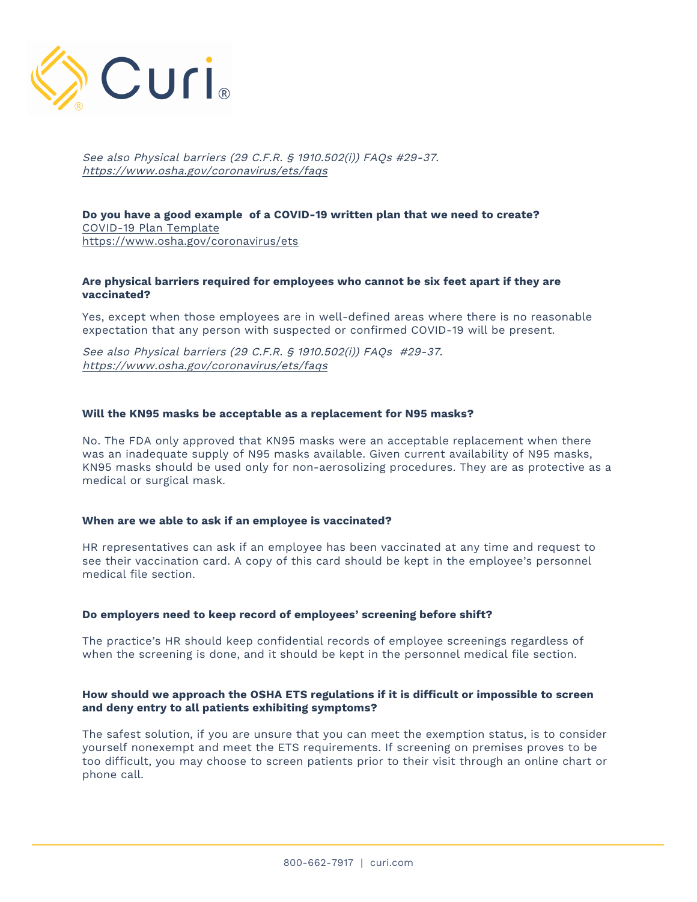*See also Physical barriers (29 C.F.R. § 1910.502(i)) FAQs #29-37.*
*https://www.osha.gov/coronavirus/ets/faqs*

**Do you have a good example of a COVID-19 written plan that we need to create?**
COVID-19 Plan Template
https://www.osha.gov/coronavirus/ets

**Are physical barriers required for employees who cannot be six feet apart if they are vaccinated?**

Yes, except when those employees are in well-defined areas where there is no reasonable expectation that any person with suspected or confirmed COVID-19 will be present.

*See also Physical barriers (29 C.F.R. § 1910.502(i)) FAQs #29-37.*
*https://www.osha.gov/coronavirus/ets/faqs*

**Will the KN95 masks be acceptable as a replacement for N95 masks?**

No. The FDA only approved that KN95 masks were an acceptable replacement when there was an inadequate supply of N95 masks available. Given current availability of N95 masks, KN95 masks should be used only for non-aerosolizing procedures. They are as protective as a medical or surgical mask.

**When are we able to ask if an employee is vaccinated?**

HR representatives can ask if an employee has been vaccinated at any time and request to see their vaccination card. A copy of this card should be kept in the employee's personnel medical file section.

**Do employers need to keep record of employees' screening before shift?**

The practice's HR should keep confidential records of employee screenings regardless of when the screening is done, and it should be kept in the personnel medical file section.

**How should we approach the OSHA ETS regulations if it is difficult or impossible to screen and deny entry to all patients exhibiting symptoms?**

The safest solution, if you are unsure that you can meet the exemption status, is to consider yourself nonexempt and meet the ETS requirements. If screening on premises proves to be too difficult, you may choose to screen patients prior to their visit through an online chart or phone call.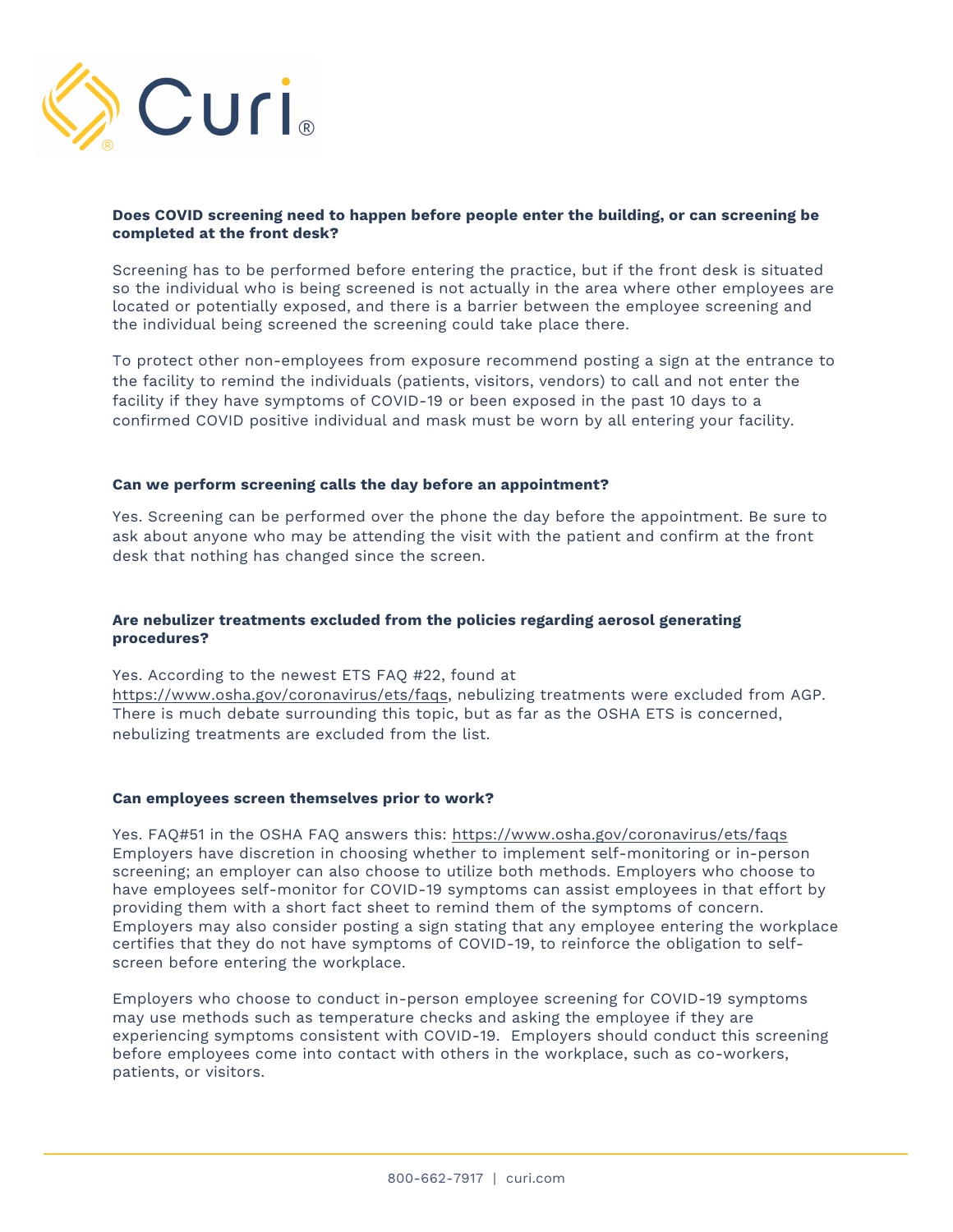**Does COVID screening need to happen before people enter the building, or can screening be completed at the front desk?**

Screening has to be performed before entering the practice, but if the front desk is situated so the individual who is being screened is not actually in the area where other employees are located or potentially exposed, and there is a barrier between the employee screening and the individual being screened the screening could take place there.

To protect other non-employees from exposure recommend posting a sign at the entrance to the facility to remind the individuals (patients, visitors, vendors) to call and not enter the facility if they have symptoms of COVID-19 or been exposed in the past 10 days to a confirmed COVID positive individual and mask must be worn by all entering your facility.

**Can we perform screening calls the day before an appointment?**

Yes. Screening can be performed over the phone the day before the appointment. Be sure to ask about anyone who may be attending the visit with the patient and confirm at the front desk that nothing has changed since the screen.

**Are nebulizer treatments excluded from the policies regarding aerosol generating procedures?**

Yes. According to the newest ETS FAQ #22, found at https://www.osha.gov/coronavirus/ets/faqs, nebulizing treatments were excluded from AGP. There is much debate surrounding this topic, but as far as the OSHA ETS is concerned, nebulizing treatments are excluded from the list.

**Can employees screen themselves prior to work?**

Yes. FAQ#51 in the OSHA FAQ answers this: https://www.osha.gov/coronavirus/ets/faqs Employers have discretion in choosing whether to implement self-monitoring or in-person screening; an employer can also choose to utilize both methods. Employers who choose to have employees self-monitor for COVID-19 symptoms can assist employees in that effort by providing them with a short fact sheet to remind them of the symptoms of concern. Employers may also consider posting a sign stating that any employee entering the workplace certifies that they do not have symptoms of COVID-19, to reinforce the obligation to self-screen before entering the workplace.

Employers who choose to conduct in-person employee screening for COVID-19 symptoms may use methods such as temperature checks and asking the employee if they are experiencing symptoms consistent with COVID-19. Employers should conduct this screening before employees come into contact with others in the workplace, such as co-workers, patients, or visitors.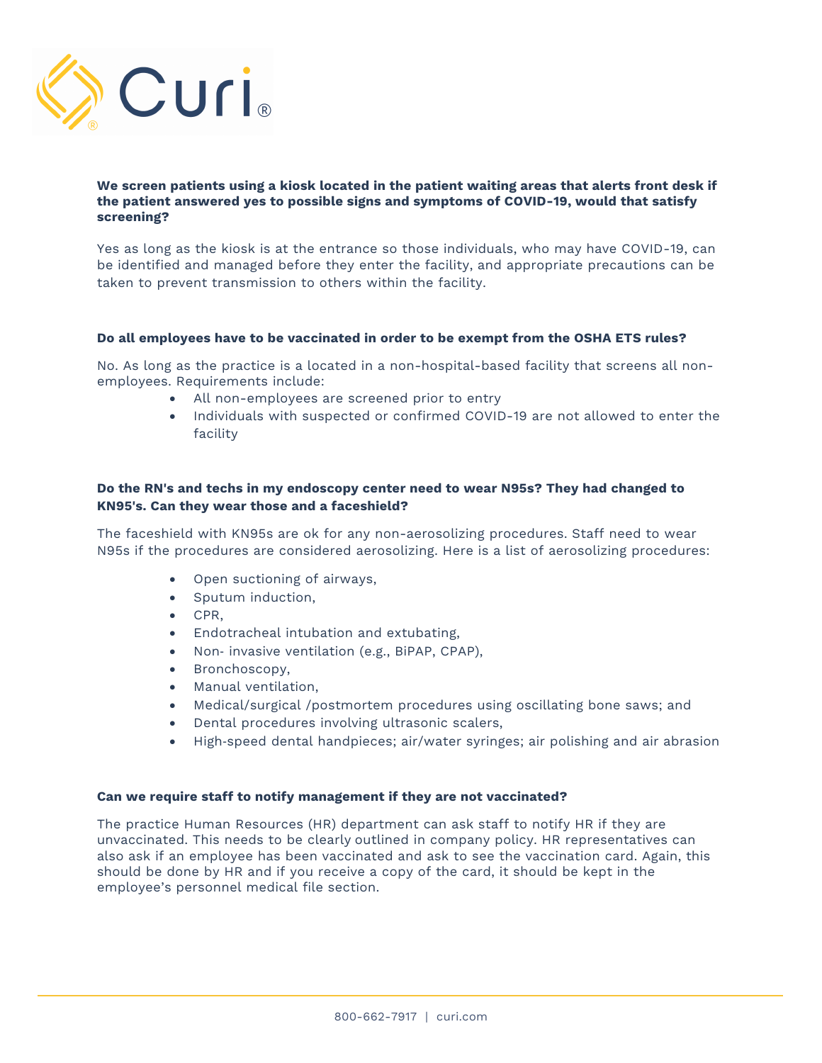**We screen patients using a kiosk located in the patient waiting areas that alerts front desk if the patient answered yes to possible signs and symptoms of COVID-19, would that satisfy screening?**

Yes as long as the kiosk is at the entrance so those individuals, who may have COVID-19, can be identified and managed before they enter the facility, and appropriate precautions can be taken to prevent transmission to others within the facility.

**Do all employees have to be vaccinated in order to be exempt from the OSHA ETS rules?**

No. As long as the practice is a located in a non-hospital-based facility that screens all non-employees. Requirements include:

- All non-employees are screened prior to entry
- Individuals with suspected or confirmed COVID-19 are not allowed to enter the facility

**Do the RN's and techs in my endoscopy center need to wear N95s? They had changed to KN95's. Can they wear those and a faceshield?**

The faceshield with KN95s are ok for any non-aerosolizing procedures. Staff need to wear N95s if the procedures are considered aerosolizing. Here is a list of aerosolizing procedures:

- Open suctioning of airways,
- Sputum induction,
- CPR,
- Endotracheal intubation and extubating,
- Non- invasive ventilation (e.g., BiPAP, CPAP),
- Bronchoscopy,
- Manual ventilation,
- Medical/surgical /postmortem procedures using oscillating bone saws; and
- Dental procedures involving ultrasonic scalers,
- High-speed dental handpieces; air/water syringes; air polishing and air abrasion

**Can we require staff to notify management if they are not vaccinated?**

The practice Human Resources (HR) department can ask staff to notify HR if they are unvaccinated. This needs to be clearly outlined in company policy. HR representatives can also ask if an employee has been vaccinated and ask to see the vaccination card. Again, this should be done by HR and if you receive a copy of the card, it should be kept in the employee's personnel medical file section.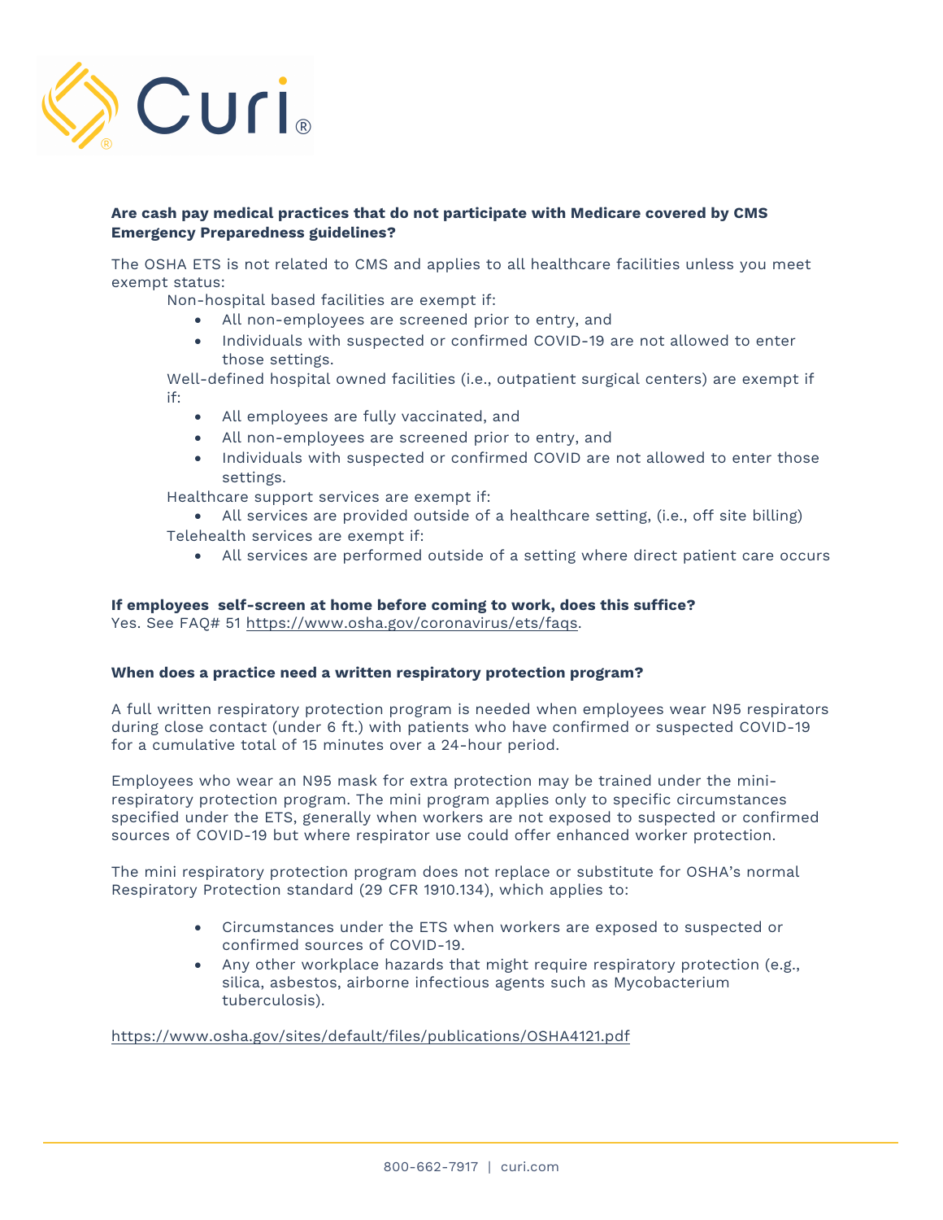**Are cash pay medical practices that do not participate with Medicare covered by CMS Emergency Preparedness guidelines?**

The OSHA ETS is not related to CMS and applies to all healthcare facilities unless you meet exempt status:

Non-hospital based facilities are exempt if:

- All non-employees are screened prior to entry, and
- Individuals with suspected or confirmed COVID-19 are not allowed to enter those settings.

Well-defined hospital owned facilities (i.e., outpatient surgical centers) are exempt if if:

- All employees are fully vaccinated, and
- All non-employees are screened prior to entry, and
- Individuals with suspected or confirmed COVID are not allowed to enter those settings.

Healthcare support services are exempt if:

- All services are provided outside of a healthcare setting, (i.e., off site billing)

Telehealth services are exempt if:

- All services are performed outside of a setting where direct patient care occurs

**If employees self-screen at home before coming to work, does this suffice?**
Yes. See FAQ# 51 https://www.osha.gov/coronavirus/ets/faqs.

**When does a practice need a written respiratory protection program?**

A full written respiratory protection program is needed when employees wear N95 respirators during close contact (under 6 ft.) with patients who have confirmed or suspected COVID-19 for a cumulative total of 15 minutes over a 24-hour period.

Employees who wear an N95 mask for extra protection may be trained under the mini-respiratory protection program. The mini program applies only to specific circumstances specified under the ETS, generally when workers are not exposed to suspected or confirmed sources of COVID-19 but where respirator use could offer enhanced worker protection.

The mini respiratory protection program does not replace or substitute for OSHA's normal Respiratory Protection standard (29 CFR 1910.134), which applies to:

- Circumstances under the ETS when workers are exposed to suspected or confirmed sources of COVID-19.
- Any other workplace hazards that might require respiratory protection (e.g., silica, asbestos, airborne infectious agents such as Mycobacterium tuberculosis).

https://www.osha.gov/sites/default/files/publications/OSHA4121.pdf